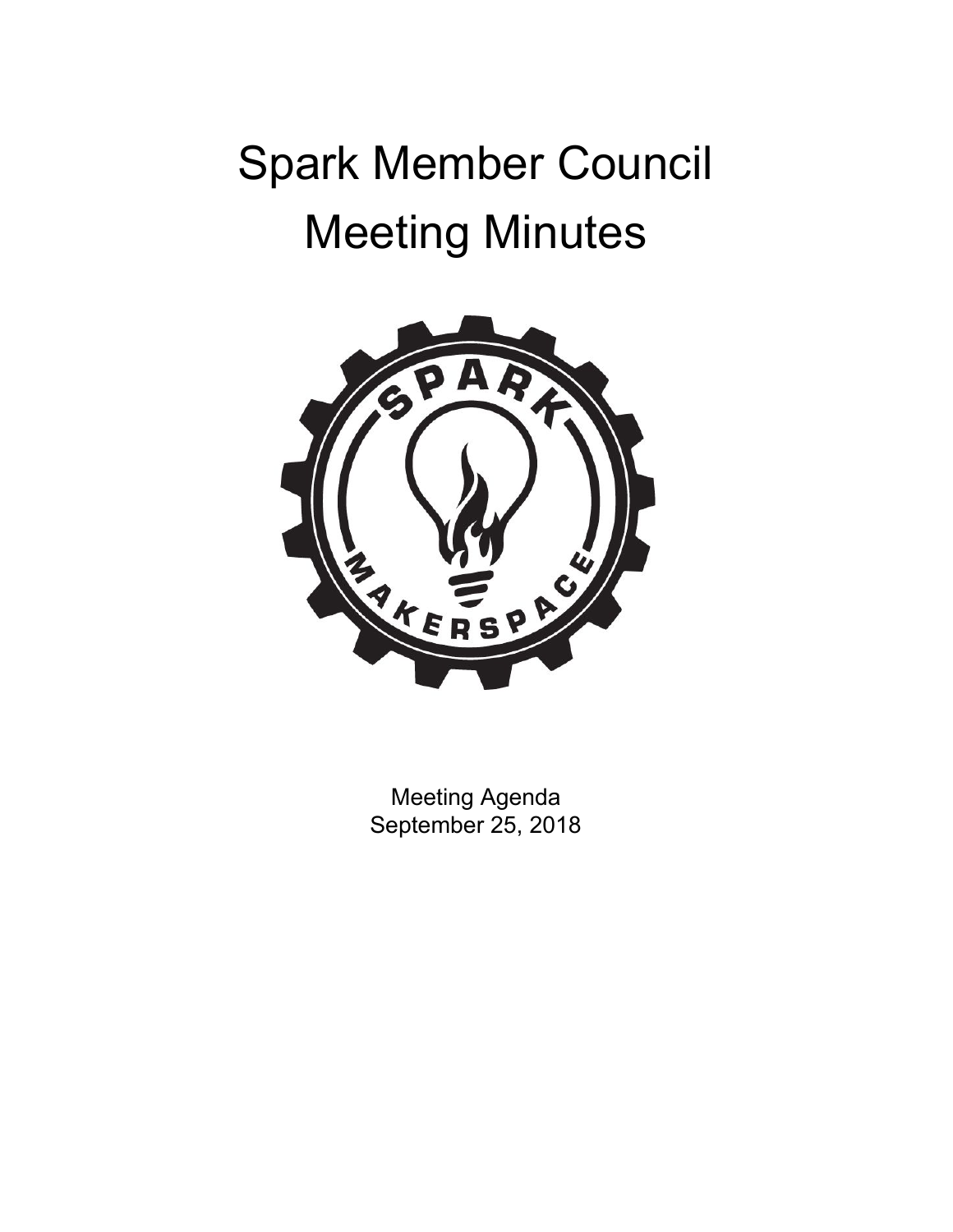# Spark Member Council
# Meeting Minutes

Meeting Agenda
September 25, 2018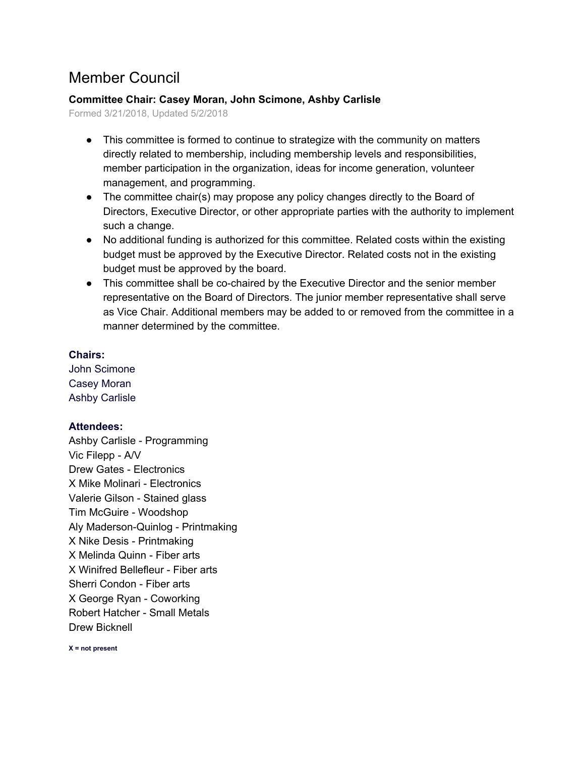# Member Council

**Committee Chair: Casey Moran, John Scimone, Ashby Carlisle**

Formed 3/21/2018, Updated 5/2/2018

- This committee is formed to continue to strategize with the community on matters directly related to membership, including membership levels and responsibilities, member participation in the organization, ideas for income generation, volunteer management, and programming.
- The committee chair(s) may propose any policy changes directly to the Board of Directors, Executive Director, or other appropriate parties with the authority to implement such a change.
- No additional funding is authorized for this committee. Related costs within the existing budget must be approved by the Executive Director. Related costs not in the existing budget must be approved by the board.
- This committee shall be co-chaired by the Executive Director and the senior member representative on the Board of Directors. The junior member representative shall serve as Vice Chair. Additional members may be added to or removed from the committee in a manner determined by the committee.

**Chairs:**

John Scimone
Casey Moran
Ashby Carlisle

**Attendees:**

Ashby Carlisle - Programming
Vic Filepp - A/V
Drew Gates - Electronics
X Mike Molinari - Electronics
Valerie Gilson - Stained glass
Tim McGuire - Woodshop
Aly Maderson-Quinlog - Printmaking
X Nike Desis - Printmaking
X Melinda Quinn - Fiber arts
X Winifred Bellefleur - Fiber arts
Sherri Condon - Fiber arts
X George Ryan - Coworking
Robert Hatcher - Small Metals
Drew Bicknell

**X = not present**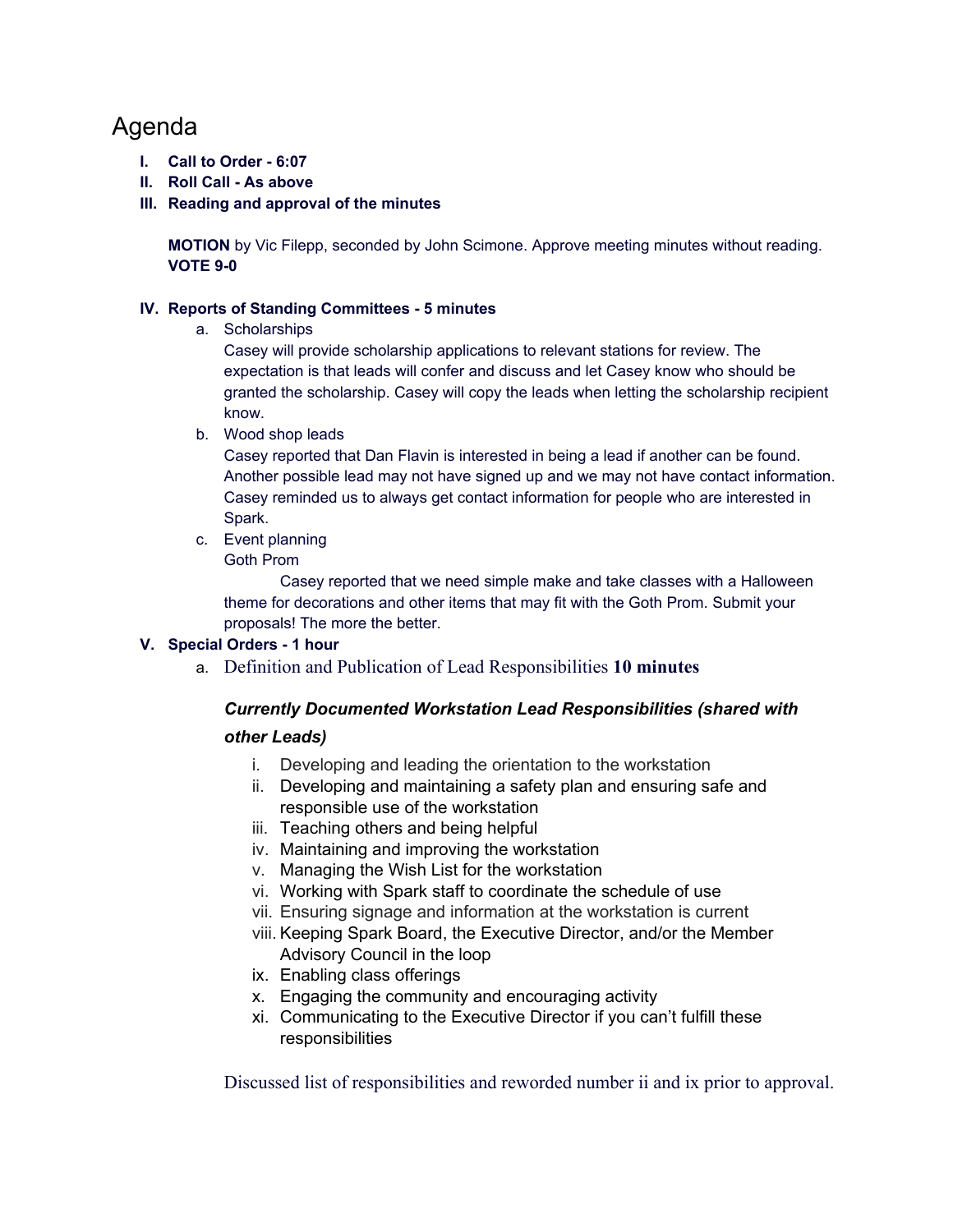# Agenda

I. **Call to Order - 6:07**
II. **Roll Call - As above**
III. **Reading and approval of the minutes**

   **MOTION** by Vic Filepp, seconded by John Scimone. Approve meeting minutes without reading. **VOTE 9-0**

IV. **Reports of Standing Committees - 5 minutes**
   a. Scholarships
      Casey will provide scholarship applications to relevant stations for review. The expectation is that leads will confer and discuss and let Casey know who should be granted the scholarship. Casey will copy the leads when letting the scholarship recipient know.
   b. Wood shop leads
      Casey reported that Dan Flavin is interested in being a lead if another can be found. Another possible lead may not have signed up and we may not have contact information. Casey reminded us to always get contact information for people who are interested in Spark.
   c. Event planning
      Goth Prom
      Casey reported that we need simple make and take classes with a Halloween theme for decorations and other items that may fit with the Goth Prom. Submit your proposals! The more the better.

V. **Special Orders - 1 hour**
   a. Definition and Publication of Lead Responsibilities **10 minutes**

      ***Currently Documented Workstation Lead Responsibilities (shared with other Leads)***

      i. Developing and leading the orientation to the workstation
      ii. Developing and maintaining a safety plan and ensuring safe and responsible use of the workstation
      iii. Teaching others and being helpful
      iv. Maintaining and improving the workstation
      v. Managing the Wish List for the workstation
      vi. Working with Spark staff to coordinate the schedule of use
      vii. Ensuring signage and information at the workstation is current
      viii. Keeping Spark Board, the Executive Director, and/or the Member Advisory Council in the loop
      ix. Enabling class offerings
      x. Engaging the community and encouraging activity
      xi. Communicating to the Executive Director if you can't fulfill these responsibilities

      Discussed list of responsibilities and reworded number ii and ix prior to approval.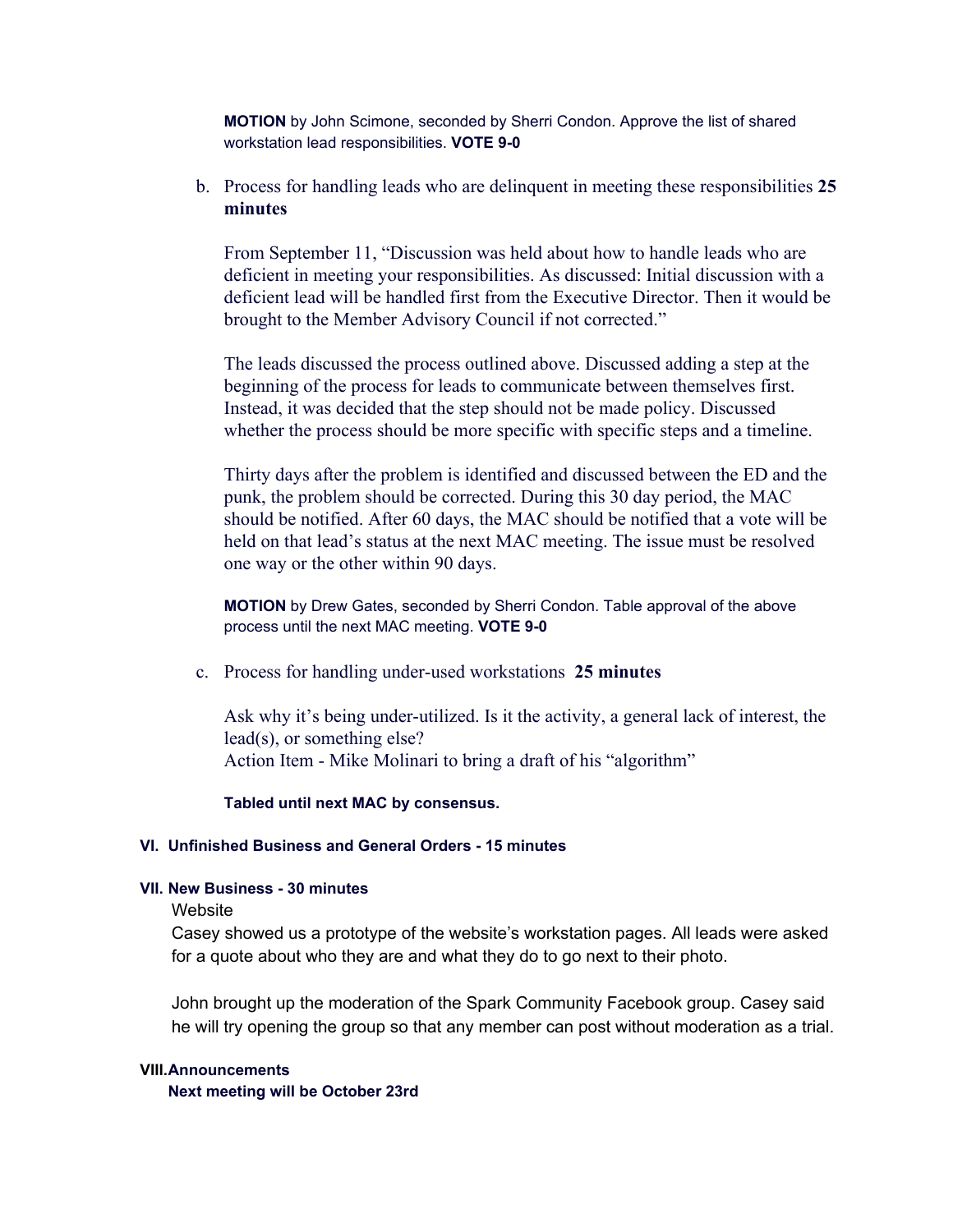**MOTION** by John Scimone, seconded by Sherri Condon. Approve the list of shared workstation lead responsibilities. **VOTE 9-0**

b. Process for handling leads who are delinquent in meeting these responsibilities **25 minutes**

From September 11, "Discussion was held about how to handle leads who are deficient in meeting your responsibilities. As discussed: Initial discussion with a deficient lead will be handled first from the Executive Director. Then it would be brought to the Member Advisory Council if not corrected."

The leads discussed the process outlined above. Discussed adding a step at the beginning of the process for leads to communicate between themselves first. Instead, it was decided that the step should not be made policy. Discussed whether the process should be more specific with specific steps and a timeline.

Thirty days after the problem is identified and discussed between the ED and the punk, the problem should be corrected. During this 30 day period, the MAC should be notified. After 60 days, the MAC should be notified that a vote will be held on that lead's status at the next MAC meeting. The issue must be resolved one way or the other within 90 days.

**MOTION** by Drew Gates, seconded by Sherri Condon. Table approval of the above process until the next MAC meeting. **VOTE 9-0**

c. Process for handling under-used workstations **25 minutes**

Ask why it's being under-utilized. Is it the activity, a general lack of interest, the lead(s), or something else?
Action Item - Mike Molinari to bring a draft of his "algorithm"

**Tabled until next MAC by consensus.**

### VI. Unfinished Business and General Orders - 15 minutes

### VII. New Business - 30 minutes

Website

Casey showed us a prototype of the website's workstation pages. All leads were asked for a quote about who they are and what they do to go next to their photo.

John brought up the moderation of the Spark Community Facebook group. Casey said he will try opening the group so that any member can post without moderation as a trial.

### VIII. Announcements

**Next meeting will be October 23rd**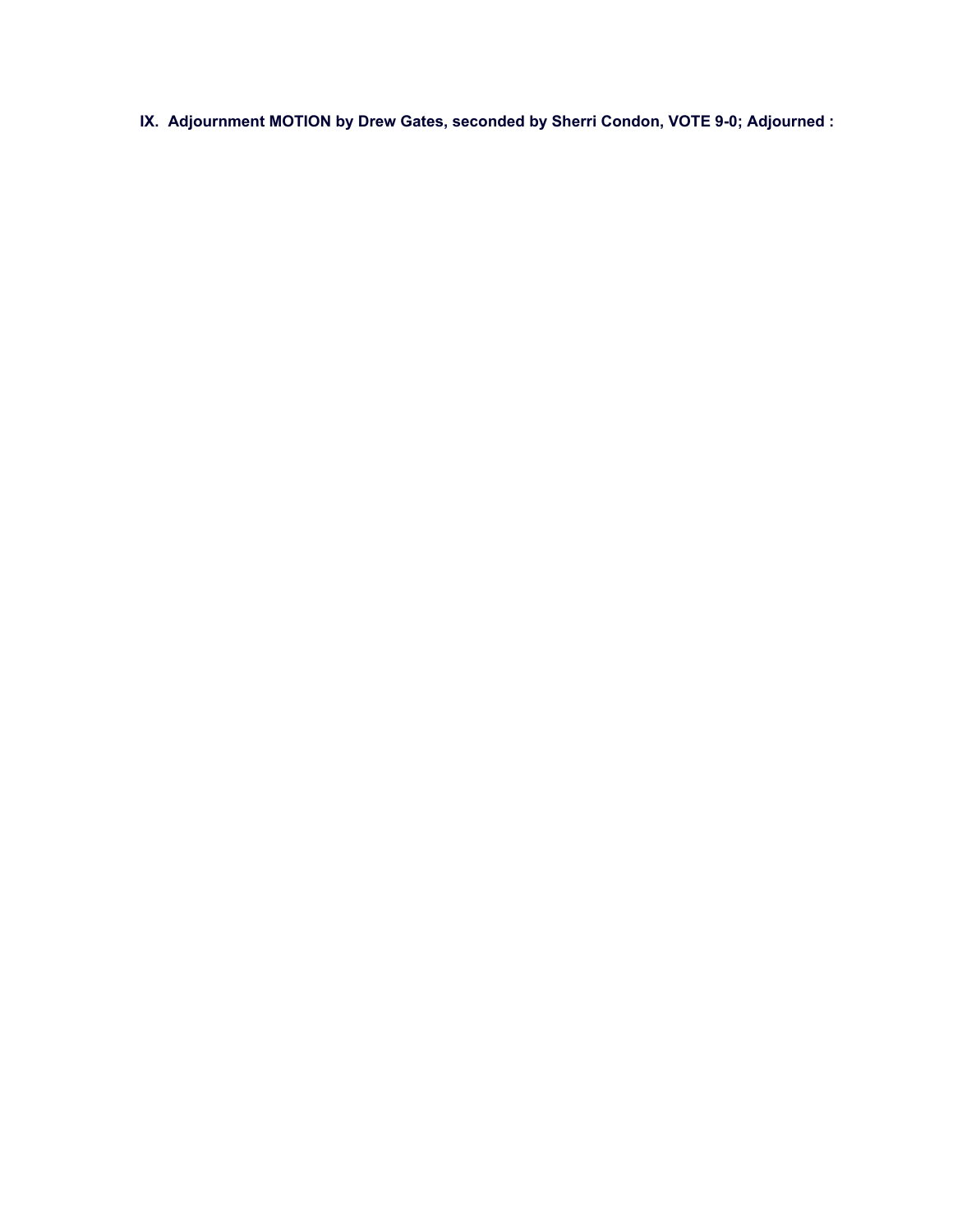**IX. Adjournment MOTION by Drew Gates, seconded by Sherri Condon, VOTE 9-0; Adjourned :**